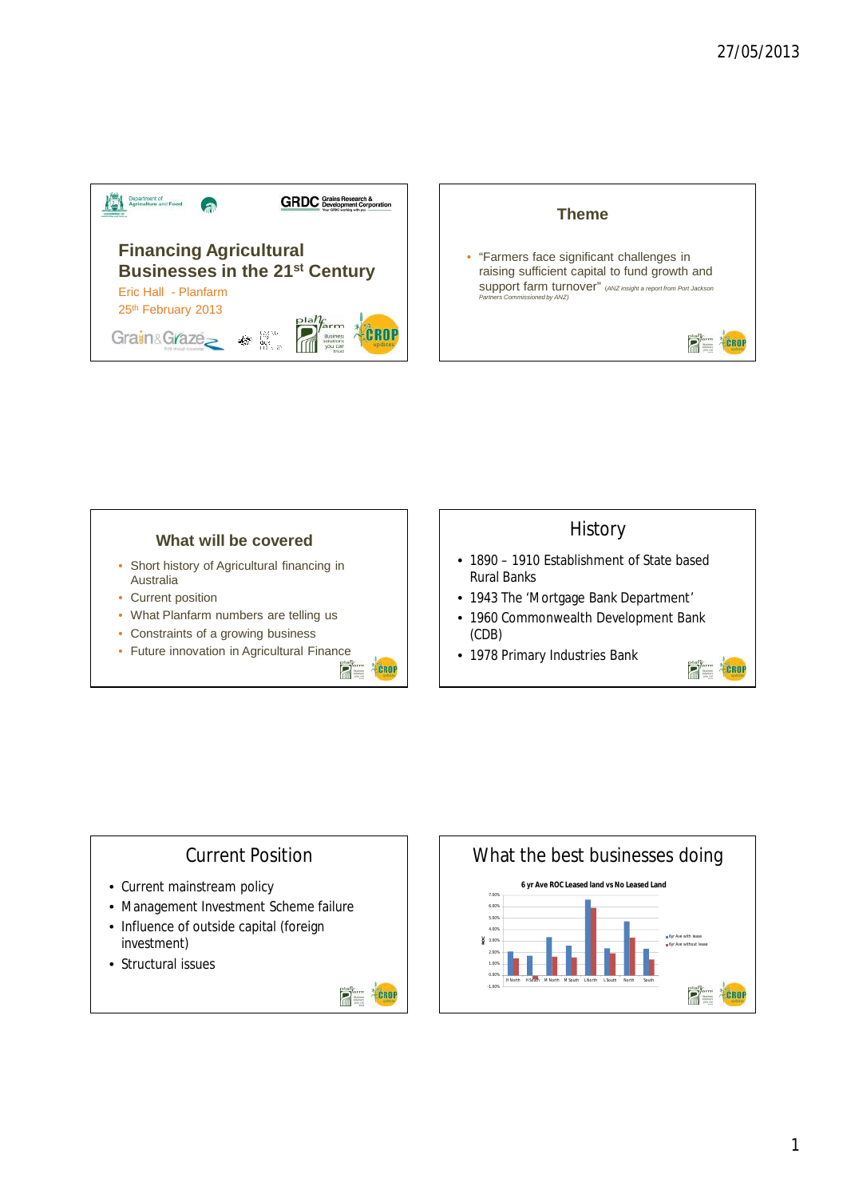## Financing Agricultural Businesses in the 21st Century

Eric Hall - Planfarm

25th February 2013

## Theme

- "Farmers face significant challenges in raising sufficient capital to fund growth and support farm turnover" *(ANZ insight a report from Port Jackson Partners Commissioned by ANZ)*

## What will be covered

- Short history of Agricultural financing in Australia
- Current position
- What Planfarm numbers are telling us
- Constraints of a growing business
- Future innovation in Agricultural Finance

## History

- 1890 – 1910 Establishment of State based Rural Banks
- 1943 The 'Mortgage Bank Department'
- 1960 Commonwealth Development Bank (CDB)
- 1978 Primary Industries Bank

## Current Position

- Current mainstream policy
- Management Investment Scheme failure
- Influence of outside capital (foreign investment)
- Structural issues

## What the best businesses doing

6 yr Ave ROC Leased land vs No Leased Land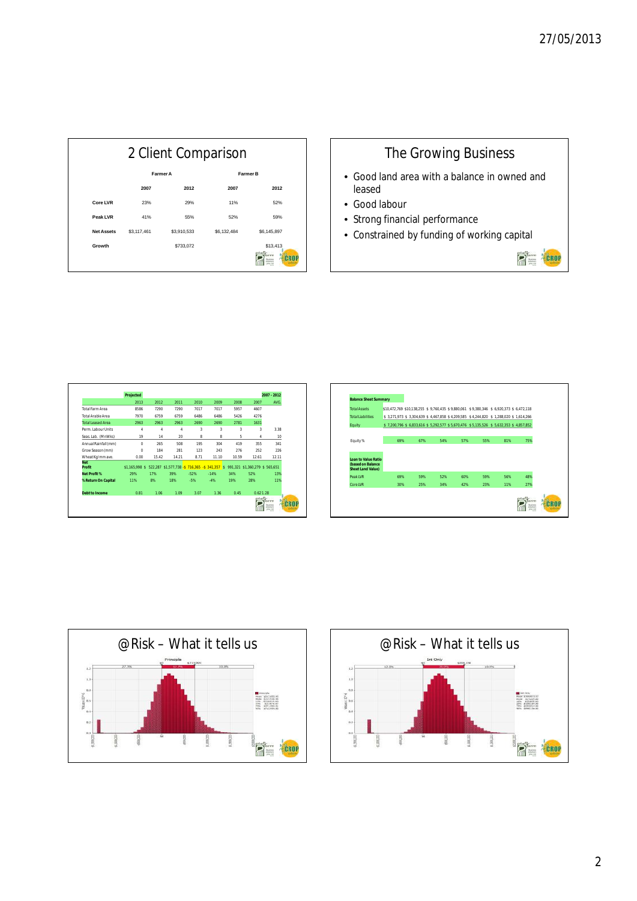## 2 Client Comparison

| | Farmer A | | Farmer B | |
|---|---|---|---|---|
| | 2007 | 2012 | 2007 | 2012 |
| Core LVR | 23% | 29% | 11% | 52% |
| Peak LVR | 41% | 55% | 52% | 59% |
| Net Assets | $3,117,461 | $3,910,533 | $6,132,484 | $6,145,897 |
| Growth | | $733,072 | | $13,413 |

## The Growing Business

- Good land area with a balance in owned and leased
- Good labour
- Strong financial performance
- Constrained by funding of working capital

| | Projected | | | | | | | 2007 - 2012 |
|---|---|---|---|---|---|---|---|---|
| | 2013 | 2012 | 2011 | 2010 | 2009 | 2008 | 2007 | AVG. |
| Total Farm Area | 8586 | 7290 | 7290 | 7017 | 7017 | 5957 | 4607 | |
| Total Arable Area | 7970 | 6759 | 6759 | 6486 | 6486 | 5426 | 4276 | |
| Total Leased Area | 2963 | 2963 | 2963 | 2690 | 2690 | 2781 | 1631 | |
| Perm. Labour Units | 4 | 4 | 4 | 3 | 3 | 3 | 3 | 3.38 |
| Seas. Lab. (MnWks) | 19 | 14 | 20 | 8 | 8 | 5 | 4 | 10 |
| Annual Rainfall (mm) | 0 | 265 | 508 | 195 | 304 | 419 | 355 | 341 |
| Grow Season (mm) | 0 | 184 | 281 | 123 | 243 | 276 | 252 | 226 |
| Wheat Kg/mm ave. | 0.00 | 15.42 | 14.21 | 8.71 | 11.10 | 10.59 | 12.61 | 12.11 |
| Net Profit | $1,165,998 | $ 522,287 | $1,577,738 | -$ 716,365 | -$ 341,357 | $ 991,321 | $1,360,279 | $ 565,651 |
| Net Profit % | 29% | 17% | 39% | -52% | -14% | 34% | 52% | 13% |
| % Return On Capital | 11% | 8% | 18% | -5% | -4% | 19% | 28% | 11% |
| Debt to Income | 0.81 | 1.06 | 1.09 | 3.07 | 1.36 | 0.45 | 0.62 | 1.28 |

| Balance Sheet Summary | | | | | | | |
|---|---|---|---|---|---|---|---|
| Total Assets | $10,472,769 | $10,138,255 | $ 9,760,435 | $ 9,880,061 | $ 9,380,346 | $ 6,920,373 | $ 6,472,118 |
| Total Liabilities | $ 3,271,973 | $ 3,304,639 | $ 4,467,858 | $ 4,209,585 | $ 4,244,820 | $ 1,288,020 | $ 1,614,266 |
| Equity | $ 7,200,796 | $ 6,833,616 | $ 5,292,577 | $ 5,670,476 | $ 5,135,526 | $ 5,632,353 | $ 4,857,852 |
| Equity % | 69% | 67% | 54% | 57% | 55% | 81% | 75% |
| Loan to Value Ratio (based on Balance Sheet Land Value) | | | | | | | |
| Peak LVR | 69% | 59% | 52% | 60% | 59% | 56% | 48% |
| Core LVR | 30% | 25% | 34% | 42% | 23% | 11% | 27% |

## @Risk – What it tells us

## @Risk – What it tells us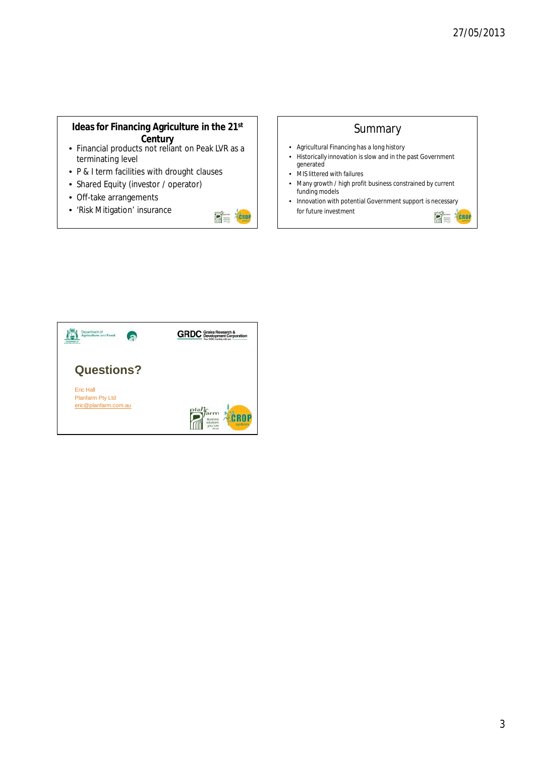## Ideas for Financing Agriculture in the 21st Century

- Financial products not reliant on Peak LVR as a terminating level
- P & I term facilities with drought clauses
- Shared Equity (investor / operator)
- Off-take arrangements
- 'Risk Mitigation' insurance

## Summary

- Agricultural Financing has a long history
- Historically innovation is slow and in the past Government generated
- MIS littered with failures
- Many growth / high profit business constrained by current funding models
- Innovation with potential Government support is necessary for future investment

## Questions?

Eric Hall
Planfarm Pty Ltd
eric@planfarm.com.au